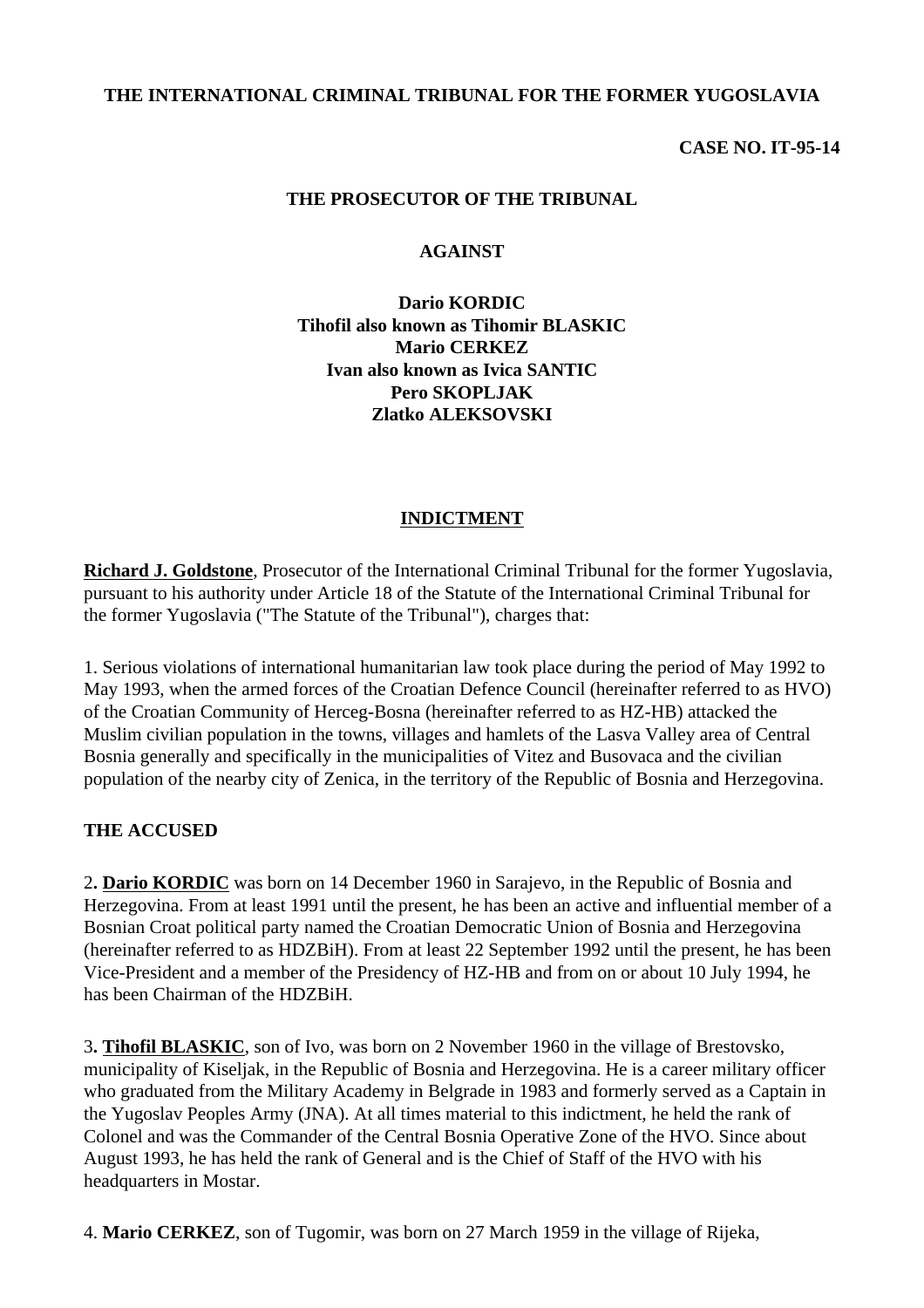**THE INTERNATIONAL CRIMINAL TRIBUNAL FOR THE FORMER YUGOSLAVIA**

**CASE NO. IT-95-14**

**THE PROSECUTOR OF THE TRIBUNAL**

**AGAINST**

**Dario KORDIC**
**Tihofil also known as Tihomir BLASKIC**
**Mario CERKEZ**
**Ivan also known as Ivica SANTIC**
**Pero SKOPLJAK**
**Zlatko ALEKSOVSKI**

# INDICTMENT

**Richard J. Goldstone**, Prosecutor of the International Criminal Tribunal for the former Yugoslavia, pursuant to his authority under Article 18 of the Statute of the International Criminal Tribunal for the former Yugoslavia ("The Statute of the Tribunal"), charges that:

1. Serious violations of international humanitarian law took place during the period of May 1992 to May 1993, when the armed forces of the Croatian Defence Council (hereinafter referred to as HVO) of the Croatian Community of Herceg-Bosna (hereinafter referred to as HZ-HB) attacked the Muslim civilian population in the towns, villages and hamlets of the Lasva Valley area of Central Bosnia generally and specifically in the municipalities of Vitez and Busovaca and the civilian population of the nearby city of Zenica, in the territory of the Republic of Bosnia and Herzegovina.

## THE ACCUSED

2**. Dario KORDIC** was born on 14 December 1960 in Sarajevo, in the Republic of Bosnia and Herzegovina. From at least 1991 until the present, he has been an active and influential member of a Bosnian Croat political party named the Croatian Democratic Union of Bosnia and Herzegovina (hereinafter referred to as HDZBiH). From at least 22 September 1992 until the present, he has been Vice-President and a member of the Presidency of HZ-HB and from on or about 10 July 1994, he has been Chairman of the HDZBiH.

3**. Tihofil BLASKIC**, son of Ivo, was born on 2 November 1960 in the village of Brestovsko, municipality of Kiseljak, in the Republic of Bosnia and Herzegovina. He is a career military officer who graduated from the Military Academy in Belgrade in 1983 and formerly served as a Captain in the Yugoslav Peoples Army (JNA). At all times material to this indictment, he held the rank of Colonel and was the Commander of the Central Bosnia Operative Zone of the HVO. Since about August 1993, he has held the rank of General and is the Chief of Staff of the HVO with his headquarters in Mostar.

4. **Mario CERKEZ**, son of Tugomir, was born on 27 March 1959 in the village of Rijeka,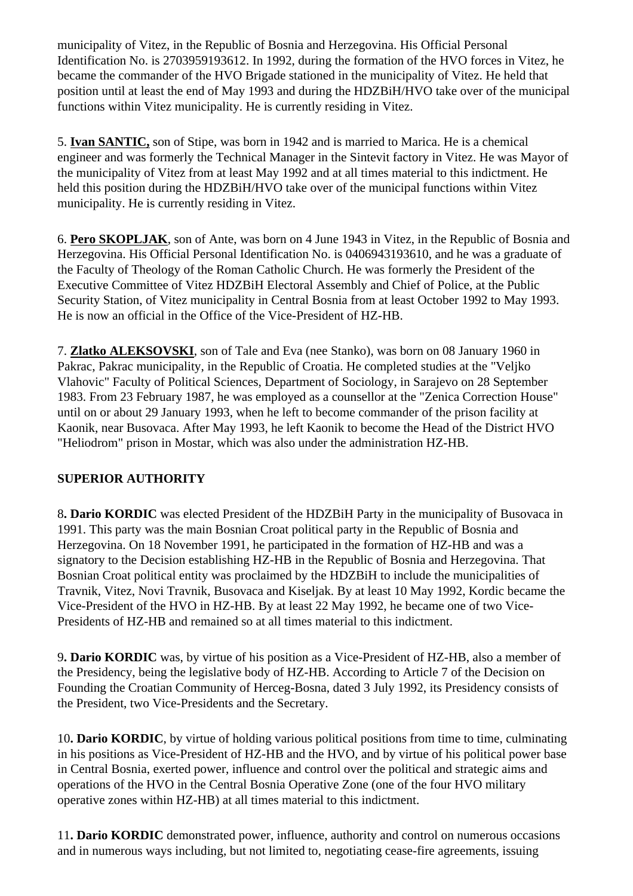municipality of Vitez, in the Republic of Bosnia and Herzegovina. His Official Personal Identification No. is 2703959193612. In 1992, during the formation of the HVO forces in Vitez, he became the commander of the HVO Brigade stationed in the municipality of Vitez. He held that position until at least the end of May 1993 and during the HDZBiH/HVO take over of the municipal functions within Vitez municipality. He is currently residing in Vitez.

5. **Ivan SANTIC,** son of Stipe, was born in 1942 and is married to Marica. He is a chemical engineer and was formerly the Technical Manager in the Sintevit factory in Vitez. He was Mayor of the municipality of Vitez from at least May 1992 and at all times material to this indictment. He held this position during the HDZBiH/HVO take over of the municipal functions within Vitez municipality. He is currently residing in Vitez.

6. **Pero SKOPLJAK**, son of Ante, was born on 4 June 1943 in Vitez, in the Republic of Bosnia and Herzegovina. His Official Personal Identification No. is 0406943193610, and he was a graduate of the Faculty of Theology of the Roman Catholic Church. He was formerly the President of the Executive Committee of Vitez HDZBiH Electoral Assembly and Chief of Police, at the Public Security Station, of Vitez municipality in Central Bosnia from at least October 1992 to May 1993. He is now an official in the Office of the Vice-President of HZ-HB.

7. **Zlatko ALEKSOVSKI**, son of Tale and Eva (nee Stanko), was born on 08 January 1960 in Pakrac, Pakrac municipality, in the Republic of Croatia. He completed studies at the "Veljko Vlahovic" Faculty of Political Sciences, Department of Sociology, in Sarajevo on 28 September 1983. From 23 February 1987, he was employed as a counsellor at the "Zenica Correction House" until on or about 29 January 1993, when he left to become commander of the prison facility at Kaonik, near Busovaca. After May 1993, he left Kaonik to become the Head of the District HVO "Heliodrom" prison in Mostar, which was also under the administration HZ-HB.

**SUPERIOR AUTHORITY**

8**. Dario KORDIC** was elected President of the HDZBiH Party in the municipality of Busovaca in 1991. This party was the main Bosnian Croat political party in the Republic of Bosnia and Herzegovina. On 18 November 1991, he participated in the formation of HZ-HB and was a signatory to the Decision establishing HZ-HB in the Republic of Bosnia and Herzegovina. That Bosnian Croat political entity was proclaimed by the HDZBiH to include the municipalities of Travnik, Vitez, Novi Travnik, Busovaca and Kiseljak. By at least 10 May 1992, Kordic became the Vice-President of the HVO in HZ-HB. By at least 22 May 1992, he became one of two Vice-Presidents of HZ-HB and remained so at all times material to this indictment.

9**. Dario KORDIC** was, by virtue of his position as a Vice-President of HZ-HB, also a member of the Presidency, being the legislative body of HZ-HB. According to Article 7 of the Decision on Founding the Croatian Community of Herceg-Bosna, dated 3 July 1992, its Presidency consists of the President, two Vice-Presidents and the Secretary.

10**. Dario KORDIC**, by virtue of holding various political positions from time to time, culminating in his positions as Vice-President of HZ-HB and the HVO, and by virtue of his political power base in Central Bosnia, exerted power, influence and control over the political and strategic aims and operations of the HVO in the Central Bosnia Operative Zone (one of the four HVO military operative zones within HZ-HB) at all times material to this indictment.

11**. Dario KORDIC** demonstrated power, influence, authority and control on numerous occasions and in numerous ways including, but not limited to, negotiating cease-fire agreements, issuing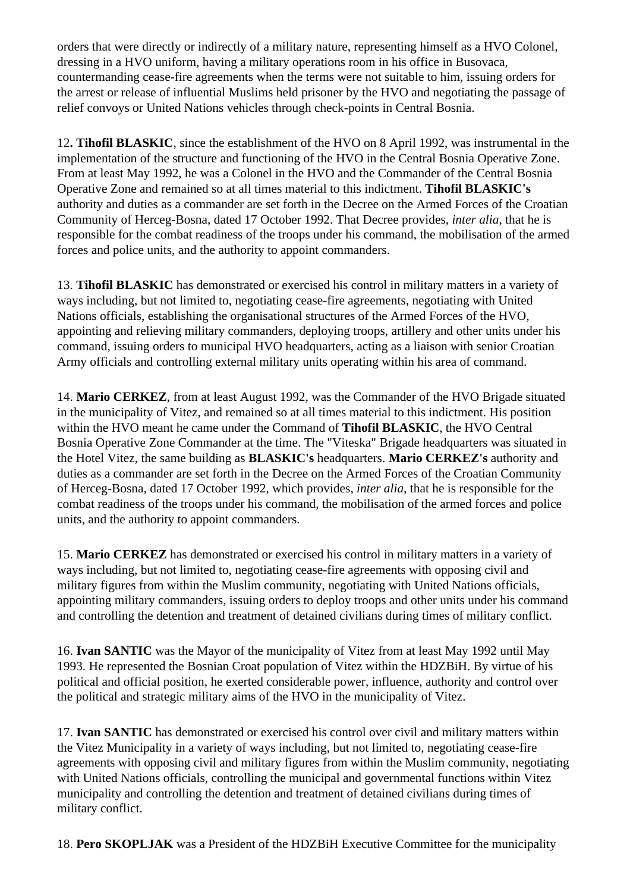orders that were directly or indirectly of a military nature, representing himself as a HVO Colonel, dressing in a HVO uniform, having a military operations room in his office in Busovaca, countermanding cease-fire agreements when the terms were not suitable to him, issuing orders for the arrest or release of influential Muslims held prisoner by the HVO and negotiating the passage of relief convoys or United Nations vehicles through check-points in Central Bosnia.

12**. Tihofil BLASKIC**, since the establishment of the HVO on 8 April 1992, was instrumental in the implementation of the structure and functioning of the HVO in the Central Bosnia Operative Zone. From at least May 1992, he was a Colonel in the HVO and the Commander of the Central Bosnia Operative Zone and remained so at all times material to this indictment. **Tihofil BLASKIC's** authority and duties as a commander are set forth in the Decree on the Armed Forces of the Croatian Community of Herceg-Bosna, dated 17 October 1992. That Decree provides, *inter alia*, that he is responsible for the combat readiness of the troops under his command, the mobilisation of the armed forces and police units, and the authority to appoint commanders.

13. **Tihofil BLASKIC** has demonstrated or exercised his control in military matters in a variety of ways including, but not limited to, negotiating cease-fire agreements, negotiating with United Nations officials, establishing the organisational structures of the Armed Forces of the HVO, appointing and relieving military commanders, deploying troops, artillery and other units under his command, issuing orders to municipal HVO headquarters, acting as a liaison with senior Croatian Army officials and controlling external military units operating within his area of command.

14. **Mario CERKEZ**, from at least August 1992, was the Commander of the HVO Brigade situated in the municipality of Vitez, and remained so at all times material to this indictment. His position within the HVO meant he came under the Command of **Tihofil BLASKIC**, the HVO Central Bosnia Operative Zone Commander at the time. The "Viteska" Brigade headquarters was situated in the Hotel Vitez, the same building as **BLASKIC's** headquarters. **Mario CERKEZ's** authority and duties as a commander are set forth in the Decree on the Armed Forces of the Croatian Community of Herceg-Bosna, dated 17 October 1992, which provides, *inter alia*, that he is responsible for the combat readiness of the troops under his command, the mobilisation of the armed forces and police units, and the authority to appoint commanders.

15. **Mario CERKEZ** has demonstrated or exercised his control in military matters in a variety of ways including, but not limited to, negotiating cease-fire agreements with opposing civil and military figures from within the Muslim community, negotiating with United Nations officials, appointing military commanders, issuing orders to deploy troops and other units under his command and controlling the detention and treatment of detained civilians during times of military conflict.

16. **Ivan SANTIC** was the Mayor of the municipality of Vitez from at least May 1992 until May 1993. He represented the Bosnian Croat population of Vitez within the HDZBiH. By virtue of his political and official position, he exerted considerable power, influence, authority and control over the political and strategic military aims of the HVO in the municipality of Vitez.

17. **Ivan SANTIC** has demonstrated or exercised his control over civil and military matters within the Vitez Municipality in a variety of ways including, but not limited to, negotiating cease-fire agreements with opposing civil and military figures from within the Muslim community, negotiating with United Nations officials, controlling the municipal and governmental functions within Vitez municipality and controlling the detention and treatment of detained civilians during times of military conflict.

18. **Pero SKOPLJAK** was a President of the HDZBiH Executive Committee for the municipality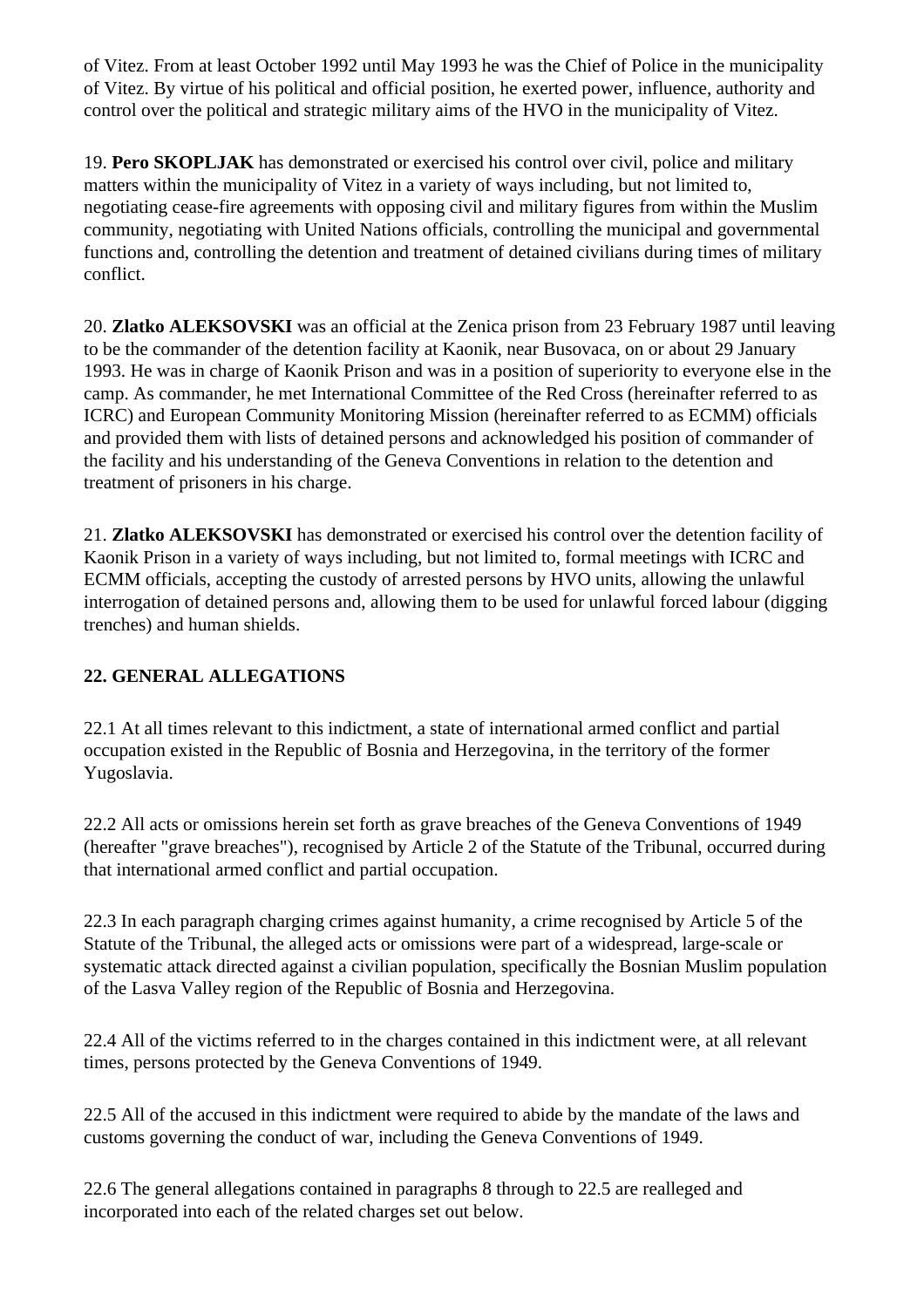of Vitez. From at least October 1992 until May 1993 he was the Chief of Police in the municipality of Vitez. By virtue of his political and official position, he exerted power, influence, authority and control over the political and strategic military aims of the HVO in the municipality of Vitez.

19. **Pero SKOPLJAK** has demonstrated or exercised his control over civil, police and military matters within the municipality of Vitez in a variety of ways including, but not limited to, negotiating cease-fire agreements with opposing civil and military figures from within the Muslim community, negotiating with United Nations officials, controlling the municipal and governmental functions and, controlling the detention and treatment of detained civilians during times of military conflict.

20. **Zlatko ALEKSOVSKI** was an official at the Zenica prison from 23 February 1987 until leaving to be the commander of the detention facility at Kaonik, near Busovaca, on or about 29 January 1993. He was in charge of Kaonik Prison and was in a position of superiority to everyone else in the camp. As commander, he met International Committee of the Red Cross (hereinafter referred to as ICRC) and European Community Monitoring Mission (hereinafter referred to as ECMM) officials and provided them with lists of detained persons and acknowledged his position of commander of the facility and his understanding of the Geneva Conventions in relation to the detention and treatment of prisoners in his charge.

21. **Zlatko ALEKSOVSKI** has demonstrated or exercised his control over the detention facility of Kaonik Prison in a variety of ways including, but not limited to, formal meetings with ICRC and ECMM officials, accepting the custody of arrested persons by HVO units, allowing the unlawful interrogation of detained persons and, allowing them to be used for unlawful forced labour (digging trenches) and human shields.

**22. GENERAL ALLEGATIONS**

22.1 At all times relevant to this indictment, a state of international armed conflict and partial occupation existed in the Republic of Bosnia and Herzegovina, in the territory of the former Yugoslavia.

22.2 All acts or omissions herein set forth as grave breaches of the Geneva Conventions of 1949 (hereafter "grave breaches"), recognised by Article 2 of the Statute of the Tribunal, occurred during that international armed conflict and partial occupation.

22.3 In each paragraph charging crimes against humanity, a crime recognised by Article 5 of the Statute of the Tribunal, the alleged acts or omissions were part of a widespread, large-scale or systematic attack directed against a civilian population, specifically the Bosnian Muslim population of the Lasva Valley region of the Republic of Bosnia and Herzegovina.

22.4 All of the victims referred to in the charges contained in this indictment were, at all relevant times, persons protected by the Geneva Conventions of 1949.

22.5 All of the accused in this indictment were required to abide by the mandate of the laws and customs governing the conduct of war, including the Geneva Conventions of 1949.

22.6 The general allegations contained in paragraphs 8 through to 22.5 are realleged and incorporated into each of the related charges set out below.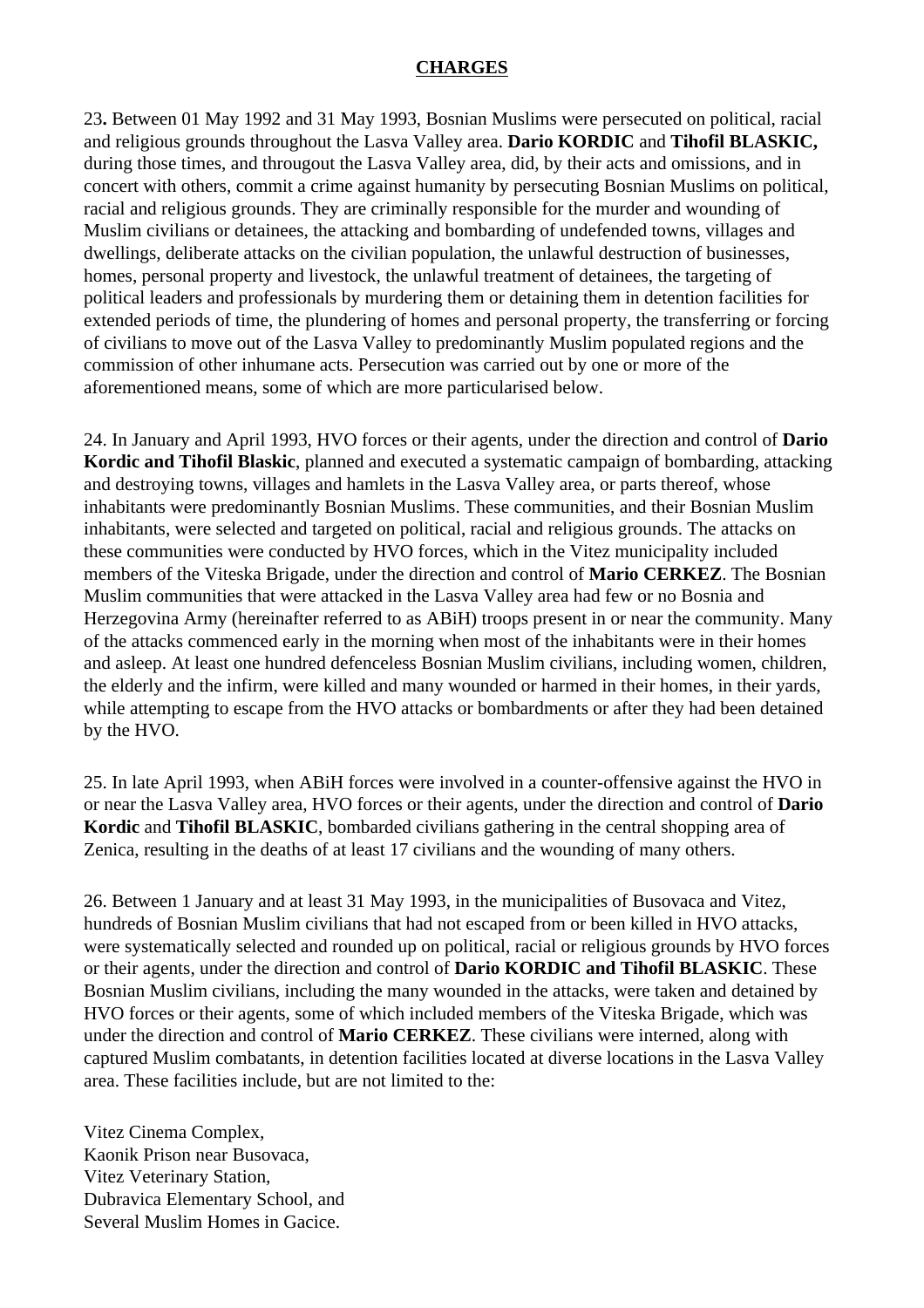## CHARGES

23**.** Between 01 May 1992 and 31 May 1993, Bosnian Muslims were persecuted on political, racial and religious grounds throughout the Lasva Valley area. **Dario KORDIC** and **Tihofil BLASKIC,** during those times, and througout the Lasva Valley area, did, by their acts and omissions, and in concert with others, commit a crime against humanity by persecuting Bosnian Muslims on political, racial and religious grounds. They are criminally responsible for the murder and wounding of Muslim civilians or detainees, the attacking and bombarding of undefended towns, villages and dwellings, deliberate attacks on the civilian population, the unlawful destruction of businesses, homes, personal property and livestock, the unlawful treatment of detainees, the targeting of political leaders and professionals by murdering them or detaining them in detention facilities for extended periods of time, the plundering of homes and personal property, the transferring or forcing of civilians to move out of the Lasva Valley to predominantly Muslim populated regions and the commission of other inhumane acts. Persecution was carried out by one or more of the aforementioned means, some of which are more particularised below.

24. In January and April 1993, HVO forces or their agents, under the direction and control of **Dario Kordic and Tihofil Blaskic**, planned and executed a systematic campaign of bombarding, attacking and destroying towns, villages and hamlets in the Lasva Valley area, or parts thereof, whose inhabitants were predominantly Bosnian Muslims. These communities, and their Bosnian Muslim inhabitants, were selected and targeted on political, racial and religious grounds. The attacks on these communities were conducted by HVO forces, which in the Vitez municipality included members of the Viteska Brigade, under the direction and control of **Mario CERKEZ**. The Bosnian Muslim communities that were attacked in the Lasva Valley area had few or no Bosnia and Herzegovina Army (hereinafter referred to as ABiH) troops present in or near the community. Many of the attacks commenced early in the morning when most of the inhabitants were in their homes and asleep. At least one hundred defenceless Bosnian Muslim civilians, including women, children, the elderly and the infirm, were killed and many wounded or harmed in their homes, in their yards, while attempting to escape from the HVO attacks or bombardments or after they had been detained by the HVO.

25. In late April 1993, when ABiH forces were involved in a counter-offensive against the HVO in or near the Lasva Valley area, HVO forces or their agents, under the direction and control of **Dario Kordic** and **Tihofil BLASKIC**, bombarded civilians gathering in the central shopping area of Zenica, resulting in the deaths of at least 17 civilians and the wounding of many others.

26. Between 1 January and at least 31 May 1993, in the municipalities of Busovaca and Vitez, hundreds of Bosnian Muslim civilians that had not escaped from or been killed in HVO attacks, were systematically selected and rounded up on political, racial or religious grounds by HVO forces or their agents, under the direction and control of **Dario KORDIC and Tihofil BLASKIC**. These Bosnian Muslim civilians, including the many wounded in the attacks, were taken and detained by HVO forces or their agents, some of which included members of the Viteska Brigade, which was under the direction and control of **Mario CERKEZ**. These civilians were interned, along with captured Muslim combatants, in detention facilities located at diverse locations in the Lasva Valley area. These facilities include, but are not limited to the:

Vitez Cinema Complex,
Kaonik Prison near Busovaca,
Vitez Veterinary Station,
Dubravica Elementary School, and
Several Muslim Homes in Gacice.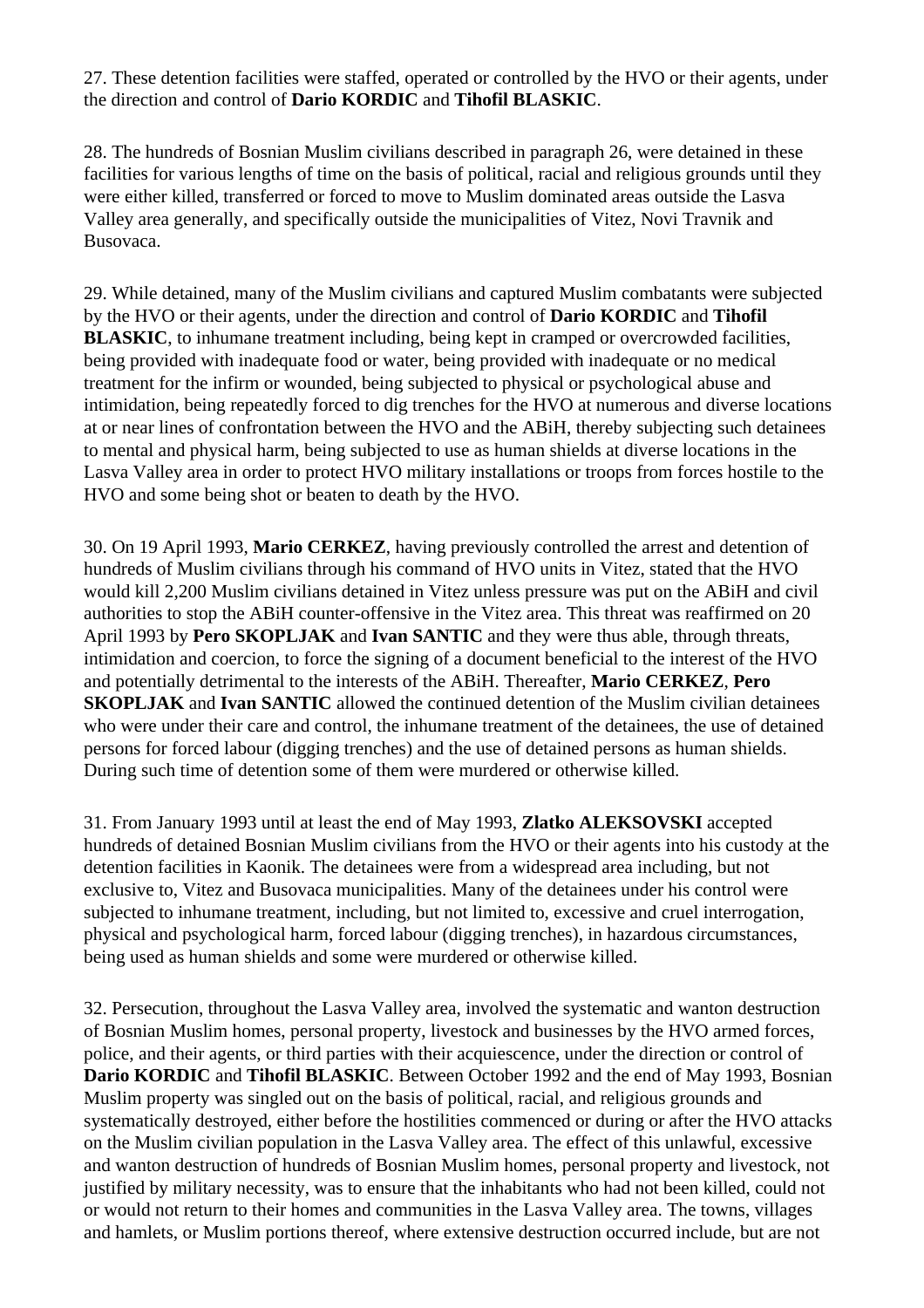27. These detention facilities were staffed, operated or controlled by the HVO or their agents, under the direction and control of **Dario KORDIC** and **Tihofil BLASKIC**.

28. The hundreds of Bosnian Muslim civilians described in paragraph 26, were detained in these facilities for various lengths of time on the basis of political, racial and religious grounds until they were either killed, transferred or forced to move to Muslim dominated areas outside the Lasva Valley area generally, and specifically outside the municipalities of Vitez, Novi Travnik and Busovaca.

29. While detained, many of the Muslim civilians and captured Muslim combatants were subjected by the HVO or their agents, under the direction and control of **Dario KORDIC** and **Tihofil BLASKIC**, to inhumane treatment including, being kept in cramped or overcrowded facilities, being provided with inadequate food or water, being provided with inadequate or no medical treatment for the infirm or wounded, being subjected to physical or psychological abuse and intimidation, being repeatedly forced to dig trenches for the HVO at numerous and diverse locations at or near lines of confrontation between the HVO and the ABiH, thereby subjecting such detainees to mental and physical harm, being subjected to use as human shields at diverse locations in the Lasva Valley area in order to protect HVO military installations or troops from forces hostile to the HVO and some being shot or beaten to death by the HVO.

30. On 19 April 1993, **Mario CERKEZ**, having previously controlled the arrest and detention of hundreds of Muslim civilians through his command of HVO units in Vitez, stated that the HVO would kill 2,200 Muslim civilians detained in Vitez unless pressure was put on the ABiH and civil authorities to stop the ABiH counter-offensive in the Vitez area. This threat was reaffirmed on 20 April 1993 by **Pero SKOPLJAK** and **Ivan SANTIC** and they were thus able, through threats, intimidation and coercion, to force the signing of a document beneficial to the interest of the HVO and potentially detrimental to the interests of the ABiH. Thereafter, **Mario CERKEZ**, **Pero SKOPLJAK** and **Ivan SANTIC** allowed the continued detention of the Muslim civilian detainees who were under their care and control, the inhumane treatment of the detainees, the use of detained persons for forced labour (digging trenches) and the use of detained persons as human shields. During such time of detention some of them were murdered or otherwise killed.

31. From January 1993 until at least the end of May 1993, **Zlatko ALEKSOVSKI** accepted hundreds of detained Bosnian Muslim civilians from the HVO or their agents into his custody at the detention facilities in Kaonik. The detainees were from a widespread area including, but not exclusive to, Vitez and Busovaca municipalities. Many of the detainees under his control were subjected to inhumane treatment, including, but not limited to, excessive and cruel interrogation, physical and psychological harm, forced labour (digging trenches), in hazardous circumstances, being used as human shields and some were murdered or otherwise killed.

32. Persecution, throughout the Lasva Valley area, involved the systematic and wanton destruction of Bosnian Muslim homes, personal property, livestock and businesses by the HVO armed forces, police, and their agents, or third parties with their acquiescence, under the direction or control of **Dario KORDIC** and **Tihofil BLASKIC**. Between October 1992 and the end of May 1993, Bosnian Muslim property was singled out on the basis of political, racial, and religious grounds and systematically destroyed, either before the hostilities commenced or during or after the HVO attacks on the Muslim civilian population in the Lasva Valley area. The effect of this unlawful, excessive and wanton destruction of hundreds of Bosnian Muslim homes, personal property and livestock, not justified by military necessity, was to ensure that the inhabitants who had not been killed, could not or would not return to their homes and communities in the Lasva Valley area. The towns, villages and hamlets, or Muslim portions thereof, where extensive destruction occurred include, but are not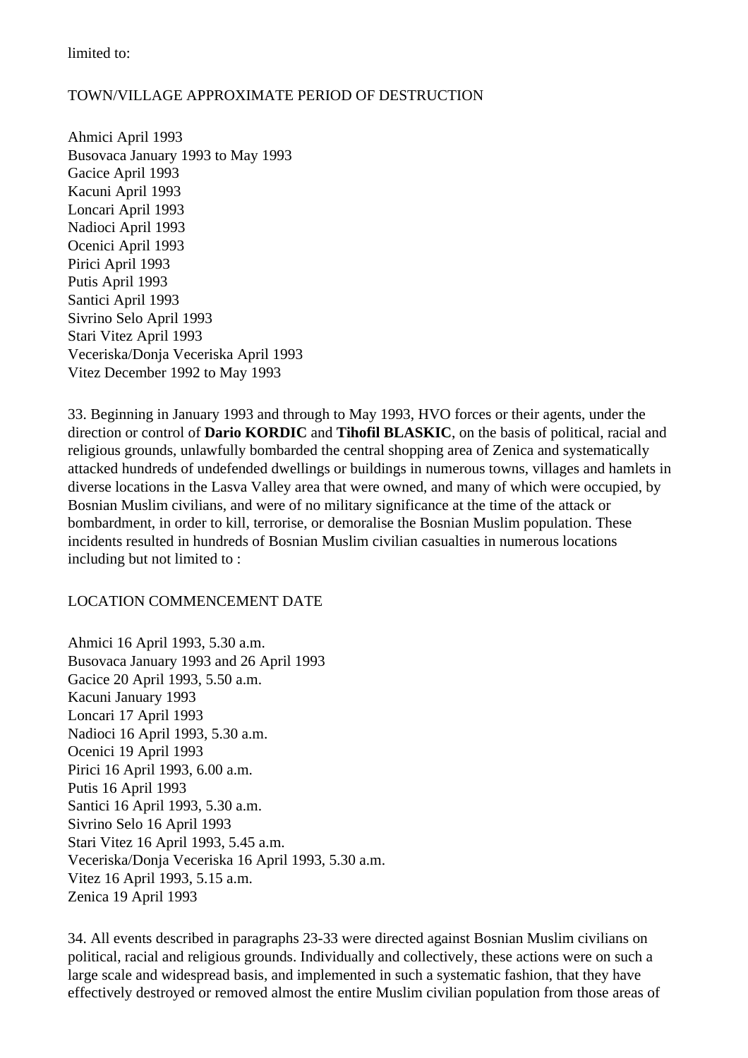limited to:

TOWN/VILLAGE APPROXIMATE PERIOD OF DESTRUCTION

Ahmici April 1993
Busovaca January 1993 to May 1993
Gacice April 1993
Kacuni April 1993
Loncari April 1993
Nadioci April 1993
Ocenici April 1993
Pirici April 1993
Putis April 1993
Santici April 1993
Sivrino Selo April 1993
Stari Vitez April 1993
Veceriska/Donja Veceriska April 1993
Vitez December 1992 to May 1993

33. Beginning in January 1993 and through to May 1993, HVO forces or their agents, under the direction or control of **Dario KORDIC** and **Tihofil BLASKIC**, on the basis of political, racial and religious grounds, unlawfully bombarded the central shopping area of Zenica and systematically attacked hundreds of undefended dwellings or buildings in numerous towns, villages and hamlets in diverse locations in the Lasva Valley area that were owned, and many of which were occupied, by Bosnian Muslim civilians, and were of no military significance at the time of the attack or bombardment, in order to kill, terrorise, or demoralise the Bosnian Muslim population. These incidents resulted in hundreds of Bosnian Muslim civilian casualties in numerous locations including but not limited to :

LOCATION COMMENCEMENT DATE

Ahmici 16 April 1993, 5.30 a.m.
Busovaca January 1993 and 26 April 1993
Gacice 20 April 1993, 5.50 a.m.
Kacuni January 1993
Loncari 17 April 1993
Nadioci 16 April 1993, 5.30 a.m.
Ocenici 19 April 1993
Pirici 16 April 1993, 6.00 a.m.
Putis 16 April 1993
Santici 16 April 1993, 5.30 a.m.
Sivrino Selo 16 April 1993
Stari Vitez 16 April 1993, 5.45 a.m.
Veceriska/Donja Veceriska 16 April 1993, 5.30 a.m.
Vitez 16 April 1993, 5.15 a.m.
Zenica 19 April 1993

34. All events described in paragraphs 23-33 were directed against Bosnian Muslim civilians on political, racial and religious grounds. Individually and collectively, these actions were on such a large scale and widespread basis, and implemented in such a systematic fashion, that they have effectively destroyed or removed almost the entire Muslim civilian population from those areas of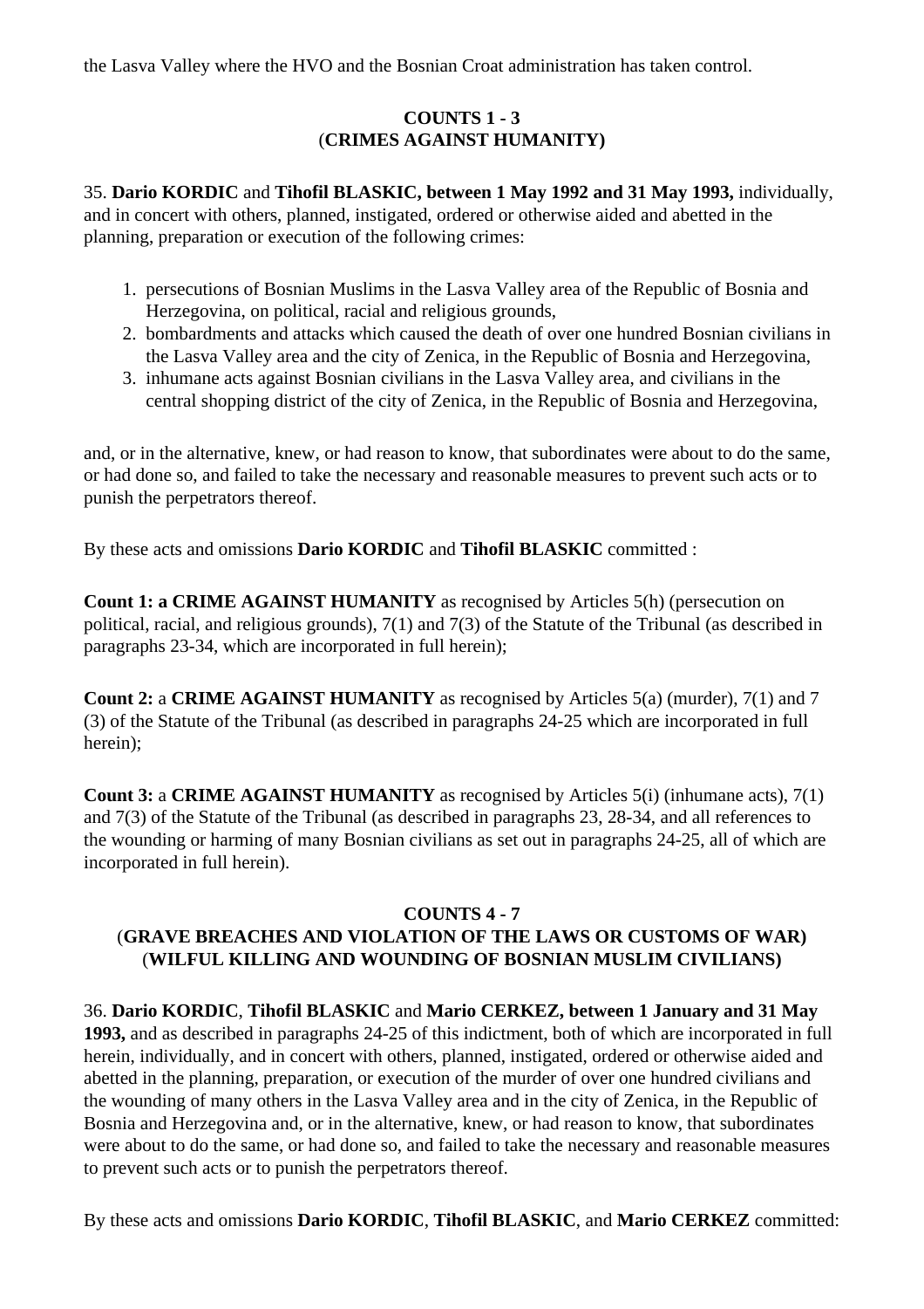the Lasva Valley where the HVO and the Bosnian Croat administration has taken control.

**COUNTS 1 - 3**
(**CRIMES AGAINST HUMANITY)**

35. **Dario KORDIC** and **Tihofil BLASKIC, between 1 May 1992 and 31 May 1993,** individually, and in concert with others, planned, instigated, ordered or otherwise aided and abetted in the planning, preparation or execution of the following crimes:

1. persecutions of Bosnian Muslims in the Lasva Valley area of the Republic of Bosnia and Herzegovina, on political, racial and religious grounds,
2. bombardments and attacks which caused the death of over one hundred Bosnian civilians in the Lasva Valley area and the city of Zenica, in the Republic of Bosnia and Herzegovina,
3. inhumane acts against Bosnian civilians in the Lasva Valley area, and civilians in the central shopping district of the city of Zenica, in the Republic of Bosnia and Herzegovina,

and, or in the alternative, knew, or had reason to know, that subordinates were about to do the same, or had done so, and failed to take the necessary and reasonable measures to prevent such acts or to punish the perpetrators thereof.

By these acts and omissions **Dario KORDIC** and **Tihofil BLASKIC** committed :

**Count 1: a CRIME AGAINST HUMANITY** as recognised by Articles 5(h) (persecution on political, racial, and religious grounds), 7(1) and 7(3) of the Statute of the Tribunal (as described in paragraphs 23-34, which are incorporated in full herein);

**Count 2:** a **CRIME AGAINST HUMANITY** as recognised by Articles 5(a) (murder), 7(1) and 7 (3) of the Statute of the Tribunal (as described in paragraphs 24-25 which are incorporated in full herein);

**Count 3:** a **CRIME AGAINST HUMANITY** as recognised by Articles 5(i) (inhumane acts), 7(1) and 7(3) of the Statute of the Tribunal (as described in paragraphs 23, 28-34, and all references to the wounding or harming of many Bosnian civilians as set out in paragraphs 24-25, all of which are incorporated in full herein).

**COUNTS 4 - 7**
(**GRAVE BREACHES AND VIOLATION OF THE LAWS OR CUSTOMS OF WAR)**
(**WILFUL KILLING AND WOUNDING OF BOSNIAN MUSLIM CIVILIANS)**

36. **Dario KORDIC**, **Tihofil BLASKIC** and **Mario CERKEZ, between 1 January and 31 May 1993,** and as described in paragraphs 24-25 of this indictment, both of which are incorporated in full herein, individually, and in concert with others, planned, instigated, ordered or otherwise aided and abetted in the planning, preparation, or execution of the murder of over one hundred civilians and the wounding of many others in the Lasva Valley area and in the city of Zenica, in the Republic of Bosnia and Herzegovina and, or in the alternative, knew, or had reason to know, that subordinates were about to do the same, or had done so, and failed to take the necessary and reasonable measures to prevent such acts or to punish the perpetrators thereof.

By these acts and omissions **Dario KORDIC**, **Tihofil BLASKIC**, and **Mario CERKEZ** committed: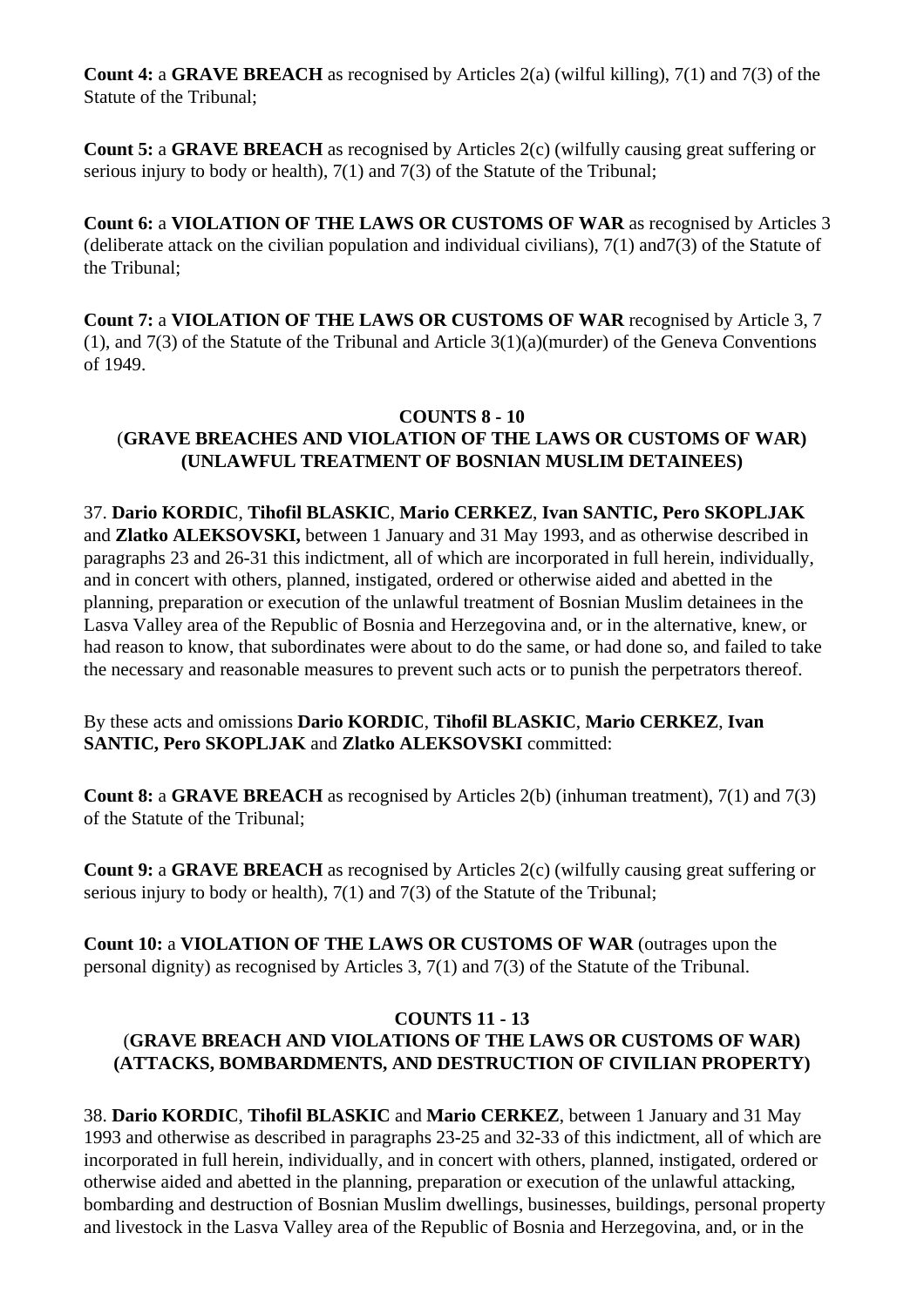**Count 4:** a **GRAVE BREACH** as recognised by Articles 2(a) (wilful killing), 7(1) and 7(3) of the Statute of the Tribunal;

**Count 5:** a **GRAVE BREACH** as recognised by Articles 2(c) (wilfully causing great suffering or serious injury to body or health), 7(1) and 7(3) of the Statute of the Tribunal;

**Count 6:** a **VIOLATION OF THE LAWS OR CUSTOMS OF WAR** as recognised by Articles 3 (deliberate attack on the civilian population and individual civilians), 7(1) and7(3) of the Statute of the Tribunal;

**Count 7:** a **VIOLATION OF THE LAWS OR CUSTOMS OF WAR** recognised by Article 3, 7 (1), and 7(3) of the Statute of the Tribunal and Article 3(1)(a)(murder) of the Geneva Conventions of 1949.

### COUNTS 8 - 10
### (GRAVE BREACHES AND VIOLATION OF THE LAWS OR CUSTOMS OF WAR) (UNLAWFUL TREATMENT OF BOSNIAN MUSLIM DETAINEES)

37. **Dario KORDIC**, **Tihofil BLASKIC**, **Mario CERKEZ**, **Ivan SANTIC, Pero SKOPLJAK** and **Zlatko ALEKSOVSKI,** between 1 January and 31 May 1993, and as otherwise described in paragraphs 23 and 26-31 this indictment, all of which are incorporated in full herein, individually, and in concert with others, planned, instigated, ordered or otherwise aided and abetted in the planning, preparation or execution of the unlawful treatment of Bosnian Muslim detainees in the Lasva Valley area of the Republic of Bosnia and Herzegovina and, or in the alternative, knew, or had reason to know, that subordinates were about to do the same, or had done so, and failed to take the necessary and reasonable measures to prevent such acts or to punish the perpetrators thereof.

By these acts and omissions **Dario KORDIC**, **Tihofil BLASKIC**, **Mario CERKEZ**, **Ivan SANTIC, Pero SKOPLJAK** and **Zlatko ALEKSOVSKI** committed:

**Count 8:** a **GRAVE BREACH** as recognised by Articles 2(b) (inhuman treatment), 7(1) and 7(3) of the Statute of the Tribunal;

**Count 9:** a **GRAVE BREACH** as recognised by Articles 2(c) (wilfully causing great suffering or serious injury to body or health), 7(1) and 7(3) of the Statute of the Tribunal;

**Count 10:** a **VIOLATION OF THE LAWS OR CUSTOMS OF WAR** (outrages upon the personal dignity) as recognised by Articles 3, 7(1) and 7(3) of the Statute of the Tribunal.

### COUNTS 11 - 13
### (GRAVE BREACH AND VIOLATIONS OF THE LAWS OR CUSTOMS OF WAR) (ATTACKS, BOMBARDMENTS, AND DESTRUCTION OF CIVILIAN PROPERTY)

38. **Dario KORDIC**, **Tihofil BLASKIC** and **Mario CERKEZ**, between 1 January and 31 May 1993 and otherwise as described in paragraphs 23-25 and 32-33 of this indictment, all of which are incorporated in full herein, individually, and in concert with others, planned, instigated, ordered or otherwise aided and abetted in the planning, preparation or execution of the unlawful attacking, bombarding and destruction of Bosnian Muslim dwellings, businesses, buildings, personal property and livestock in the Lasva Valley area of the Republic of Bosnia and Herzegovina, and, or in the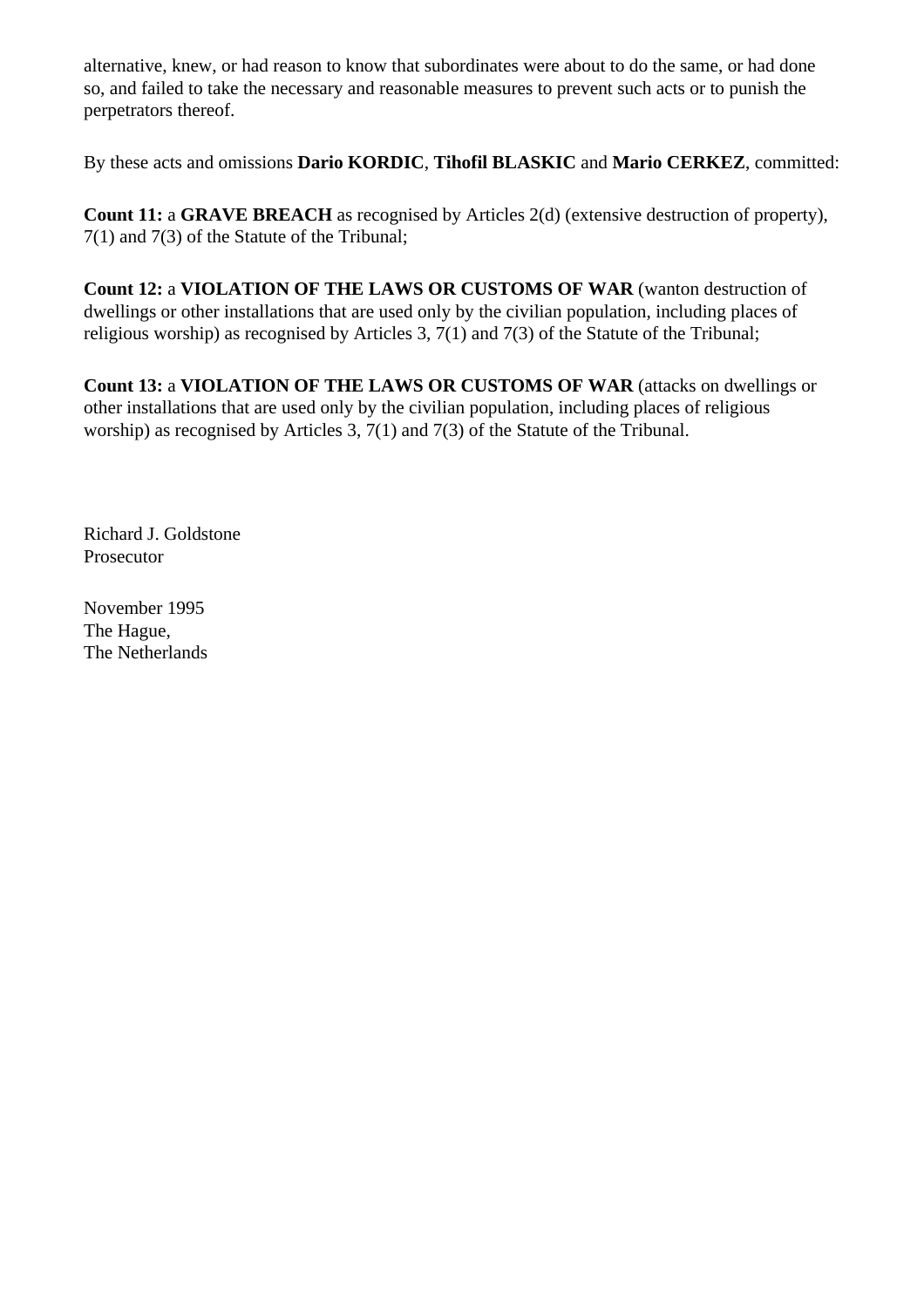alternative, knew, or had reason to know that subordinates were about to do the same, or had done so, and failed to take the necessary and reasonable measures to prevent such acts or to punish the perpetrators thereof.

By these acts and omissions **Dario KORDIC**, **Tihofil BLASKIC** and **Mario CERKEZ**, committed:

**Count 11:** a **GRAVE BREACH** as recognised by Articles 2(d) (extensive destruction of property), 7(1) and 7(3) of the Statute of the Tribunal;

**Count 12:** a **VIOLATION OF THE LAWS OR CUSTOMS OF WAR** (wanton destruction of dwellings or other installations that are used only by the civilian population, including places of religious worship) as recognised by Articles 3, 7(1) and 7(3) of the Statute of the Tribunal;

**Count 13:** a **VIOLATION OF THE LAWS OR CUSTOMS OF WAR** (attacks on dwellings or other installations that are used only by the civilian population, including places of religious worship) as recognised by Articles 3, 7(1) and 7(3) of the Statute of the Tribunal.

Richard J. Goldstone
Prosecutor

November 1995
The Hague,
The Netherlands